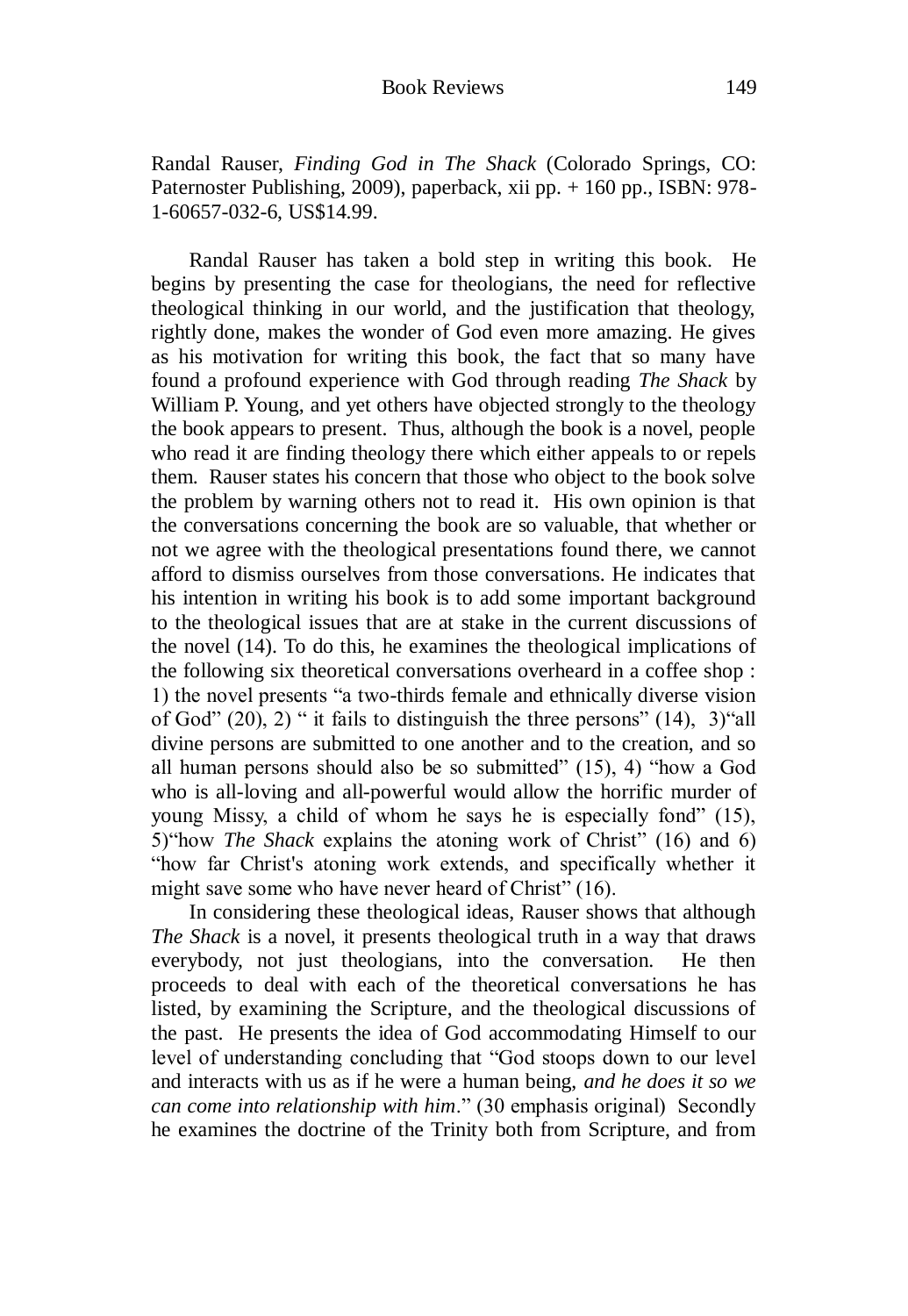Randal Rauser, *Finding God in The Shack* (Colorado Springs, CO: Paternoster Publishing, 2009), paperback, xii pp. + 160 pp., ISBN: 978-1-60657-032-6, US$14.99.

Randal Rauser has taken a bold step in writing this book. He begins by presenting the case for theologians, the need for reflective theological thinking in our world, and the justification that theology, rightly done, makes the wonder of God even more amazing. He gives as his motivation for writing this book, the fact that so many have found a profound experience with God through reading *The Shack* by William P. Young, and yet others have objected strongly to the theology the book appears to present. Thus, although the book is a novel, people who read it are finding theology there which either appeals to or repels them. Rauser states his concern that those who object to the book solve the problem by warning others not to read it. His own opinion is that the conversations concerning the book are so valuable, that whether or not we agree with the theological presentations found there, we cannot afford to dismiss ourselves from those conversations. He indicates that his intention in writing his book is to add some important background to the theological issues that are at stake in the current discussions of the novel (14). To do this, he examines the theological implications of the following six theoretical conversations overheard in a coffee shop : 1) the novel presents "a two-thirds female and ethnically diverse vision of God" (20), 2) " it fails to distinguish the three persons" (14), 3)"all divine persons are submitted to one another and to the creation, and so all human persons should also be so submitted" (15), 4) "how a God who is all-loving and all-powerful would allow the horrific murder of young Missy, a child of whom he says he is especially fond" (15), 5)"how *The Shack* explains the atoning work of Christ" (16) and 6) "how far Christ's atoning work extends, and specifically whether it might save some who have never heard of Christ" (16).

In considering these theological ideas, Rauser shows that although *The Shack* is a novel, it presents theological truth in a way that draws everybody, not just theologians, into the conversation. He then proceeds to deal with each of the theoretical conversations he has listed, by examining the Scripture, and the theological discussions of the past. He presents the idea of God accommodating Himself to our level of understanding concluding that "God stoops down to our level and interacts with us as if he were a human being, *and he does it so we can come into relationship with him*." (30 emphasis original) Secondly he examines the doctrine of the Trinity both from Scripture, and from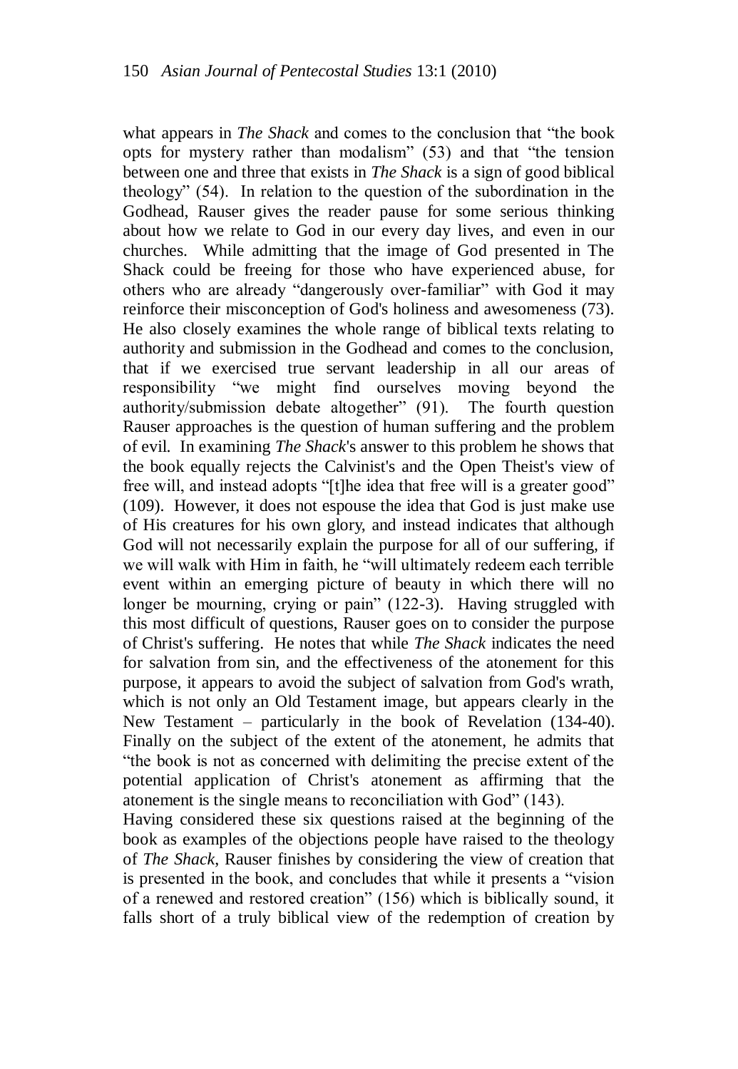what appears in *The Shack* and comes to the conclusion that "the book opts for mystery rather than modalism" (53) and that "the tension between one and three that exists in *The Shack* is a sign of good biblical theology" (54). In relation to the question of the subordination in the Godhead, Rauser gives the reader pause for some serious thinking about how we relate to God in our every day lives, and even in our churches. While admitting that the image of God presented in The Shack could be freeing for those who have experienced abuse, for others who are already "dangerously over-familiar" with God it may reinforce their misconception of God's holiness and awesomeness (73). He also closely examines the whole range of biblical texts relating to authority and submission in the Godhead and comes to the conclusion, that if we exercised true servant leadership in all our areas of responsibility "we might find ourselves moving beyond the authority/submission debate altogether" (91). The fourth question Rauser approaches is the question of human suffering and the problem of evil. In examining *The Shack*'s answer to this problem he shows that the book equally rejects the Calvinist's and the Open Theist's view of free will, and instead adopts "[t]he idea that free will is a greater good" (109). However, it does not espouse the idea that God is just make use of His creatures for his own glory, and instead indicates that although God will not necessarily explain the purpose for all of our suffering, if we will walk with Him in faith, he "will ultimately redeem each terrible event within an emerging picture of beauty in which there will no longer be mourning, crying or pain" (122-3). Having struggled with this most difficult of questions, Rauser goes on to consider the purpose of Christ's suffering. He notes that while *The Shack* indicates the need for salvation from sin, and the effectiveness of the atonement for this purpose, it appears to avoid the subject of salvation from God's wrath, which is not only an Old Testament image, but appears clearly in the New Testament – particularly in the book of Revelation (134-40). Finally on the subject of the extent of the atonement, he admits that "the book is not as concerned with delimiting the precise extent of the potential application of Christ's atonement as affirming that the atonement is the single means to reconciliation with God" (143).

Having considered these six questions raised at the beginning of the book as examples of the objections people have raised to the theology of *The Shack*, Rauser finishes by considering the view of creation that is presented in the book, and concludes that while it presents a "vision of a renewed and restored creation" (156) which is biblically sound, it falls short of a truly biblical view of the redemption of creation by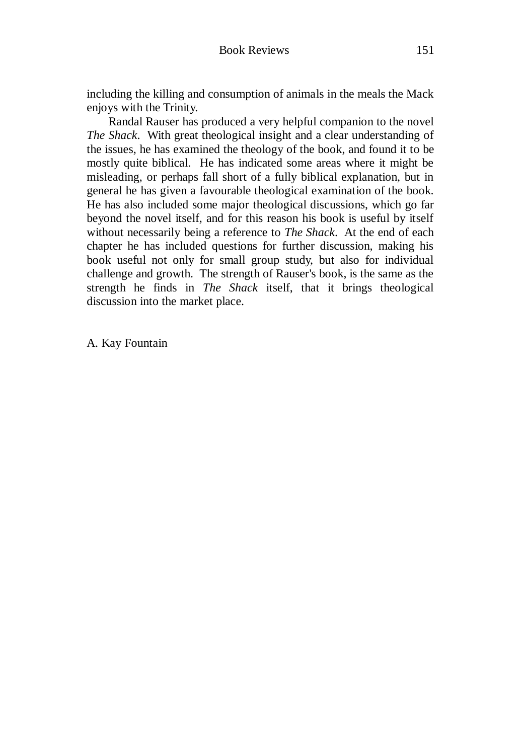including the killing and consumption of animals in the meals the Mack enjoys with the Trinity.

Randal Rauser has produced a very helpful companion to the novel *The Shack*. With great theological insight and a clear understanding of the issues, he has examined the theology of the book, and found it to be mostly quite biblical. He has indicated some areas where it might be misleading, or perhaps fall short of a fully biblical explanation, but in general he has given a favourable theological examination of the book. He has also included some major theological discussions, which go far beyond the novel itself, and for this reason his book is useful by itself without necessarily being a reference to *The Shack*. At the end of each chapter he has included questions for further discussion, making his book useful not only for small group study, but also for individual challenge and growth. The strength of Rauser's book, is the same as the strength he finds in *The Shack* itself, that it brings theological discussion into the market place.

A. Kay Fountain